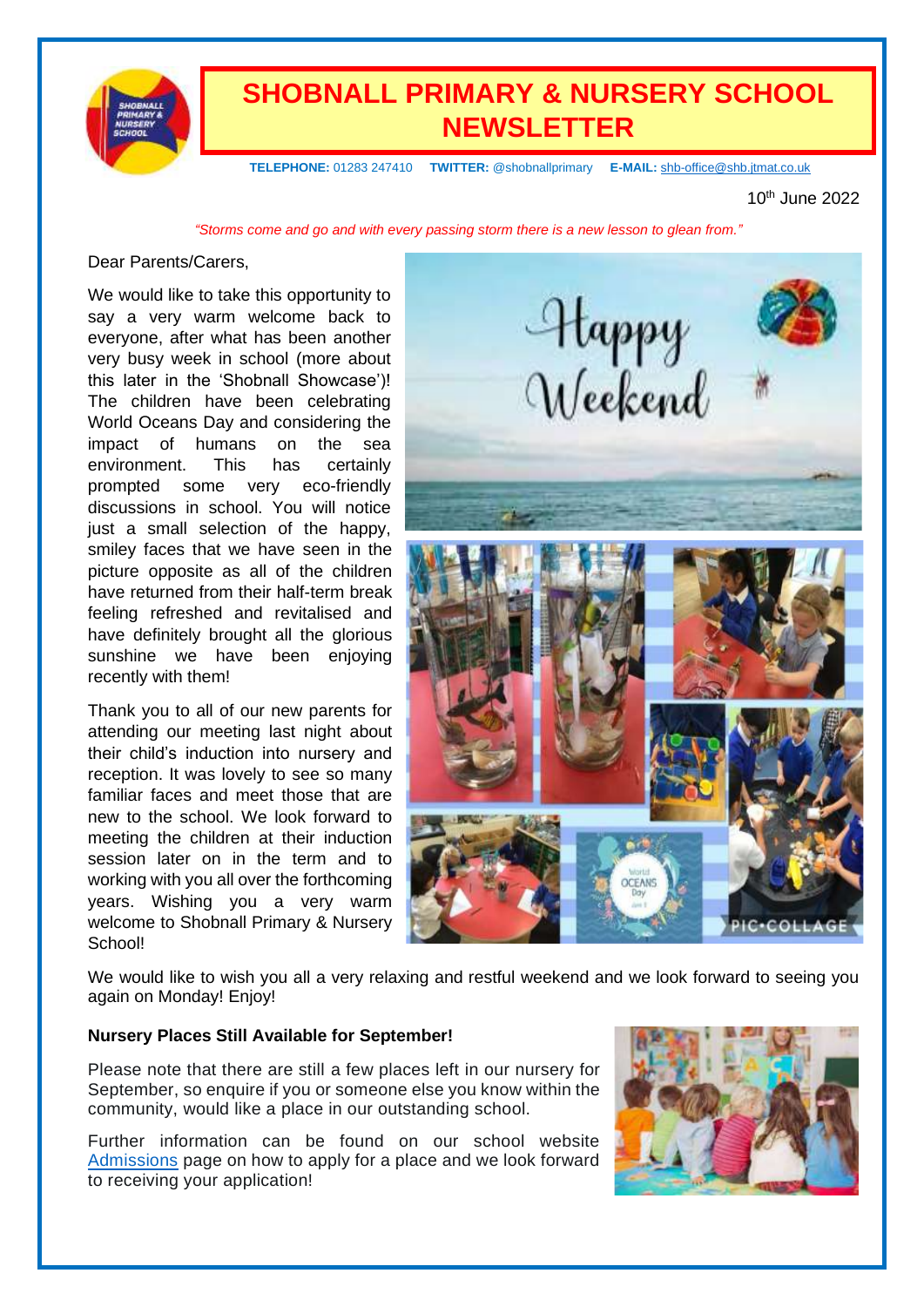# SHOBNALL PRIMARY & NURSERY SCHOOL NEWSLETTER

**TELEPHONE:** 01283 247410 **TWITTER:** @shobnallprimary **E-MAIL:** shb-office@shb.jtmat.co.uk

10th June 2022

*"Storms come and go and with every passing storm there is a new lesson to glean from."*

Dear Parents/Carers,

We would like to take this opportunity to say a very warm welcome back to everyone, after what has been another very busy week in school (more about this later in the 'Shobnall Showcase')! The children have been celebrating World Oceans Day and considering the impact of humans on the sea environment. This has certainly prompted some very eco-friendly discussions in school. You will notice just a small selection of the happy, smiley faces that we have seen in the picture opposite as all of the children have returned from their half-term break feeling refreshed and revitalised and have definitely brought all the glorious sunshine we have been enjoying recently with them!

Thank you to all of our new parents for attending our meeting last night about their child's induction into nursery and reception. It was lovely to see so many familiar faces and meet those that are new to the school. We look forward to meeting the children at their induction session later on in the term and to working with you all over the forthcoming years. Wishing you a very warm welcome to Shobnall Primary & Nursery School!

We would like to wish you all a very relaxing and restful weekend and we look forward to seeing you again on Monday! Enjoy!

**Nursery Places Still Available for September!**

Please note that there are still a few places left in our nursery for September, so enquire if you or someone else you know within the community, would like a place in our outstanding school.

Further information can be found on our school website Admissions page on how to apply for a place and we look forward to receiving your application!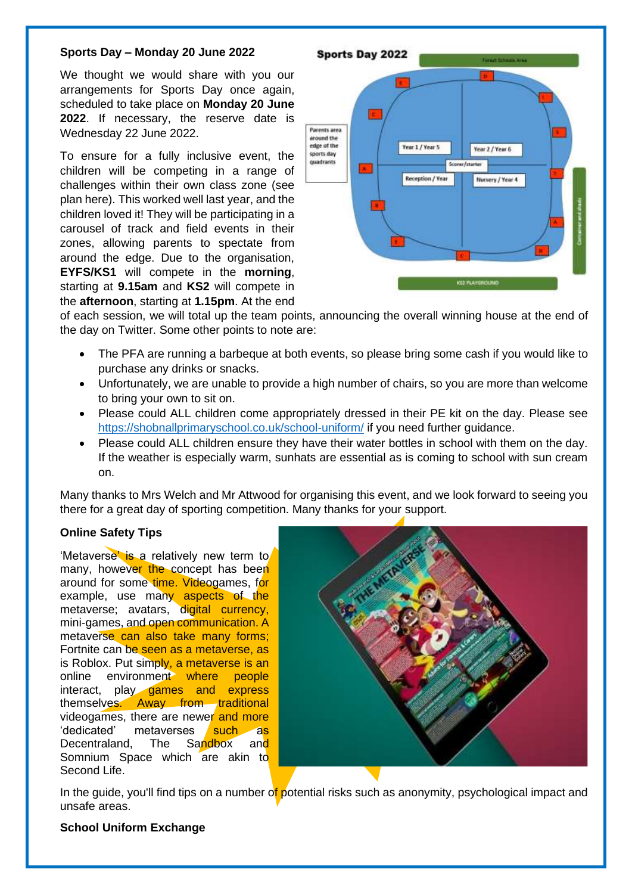**Sports Day – Monday 20 June 2022**

We thought we would share with you our arrangements for Sports Day once again, scheduled to take place on **Monday 20 June 2022**. If necessary, the reserve date is Wednesday 22 June 2022.

To ensure for a fully inclusive event, the children will be competing in a range of challenges within their own class zone (see plan here). This worked well last year, and the children loved it! They will be participating in a carousel of track and field events in their zones, allowing parents to spectate from around the edge. Due to the organisation, **EYFS/KS1** will compete in the **morning**, starting at **9.15am** and **KS2** will compete in the **afternoon**, starting at **1.15pm**. At the end of each session, we will total up the team points, announcing the overall winning house at the end of the day on Twitter. Some other points to note are:

- The PFA are running a barbeque at both events, so please bring some cash if you would like to purchase any drinks or snacks.
- Unfortunately, we are unable to provide a high number of chairs, so you are more than welcome to bring your own to sit on.
- Please could ALL children come appropriately dressed in their PE kit on the day. Please see https://shobnallprimaryschool.co.uk/school-uniform/ if you need further guidance.
- Please could ALL children ensure they have their water bottles in school with them on the day. If the weather is especially warm, sunhats are essential as is coming to school with sun cream on.

Many thanks to Mrs Welch and Mr Attwood for organising this event, and we look forward to seeing you there for a great day of sporting competition. Many thanks for your support.

**Online Safety Tips**

'Metaverse' is a relatively new term to many, however the concept has been around for some time. Videogames, for example, use many aspects of the metaverse; avatars, digital currency, mini-games, and open communication. A metaverse can also take many forms; Fortnite can be seen as a metaverse, as is Roblox. Put simply, a metaverse is an online environment where people interact, play games and express themselves. Away from traditional videogames, there are newer and more 'dedicated' metaverses such as Decentraland, The Sandbox and Somnium Space which are akin to Second Life.

In the guide, you'll find tips on a number of potential risks such as anonymity, psychological impact and unsafe areas.

**School Uniform Exchange**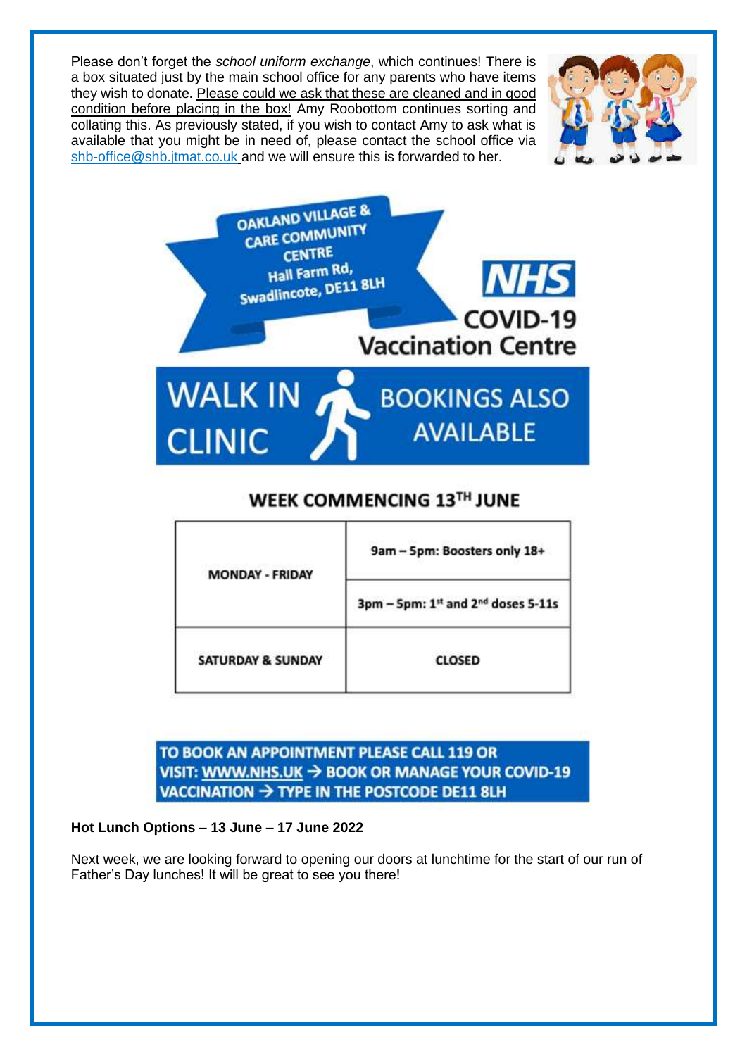Please don't forget the *school uniform exchange*, which continues! There is a box situated just by the main school office for any parents who have items they wish to donate. Please could we ask that these are cleaned and in good condition before placing in the box! Amy Roobottom continues sorting and collating this. As previously stated, if you wish to contact Amy to ask what is available that you might be in need of, please contact the school office via shb-office@shb.jtmat.co.uk and we will ensure this is forwarded to her.

OAKLAND VILLAGE & CARE COMMUNITY CENTRE
Hall Farm Rd, Swadlincote, DE11 8LH

NHS
COVID-19 Vaccination Centre

WALK IN CLINIC

BOOKINGS ALSO AVAILABLE

**WEEK COMMENCING 13TH JUNE**

| | |
|---|---|
| MONDAY - FRIDAY | 9am – 5pm: Boosters only 18+ |
| | 3pm – 5pm: 1st and 2nd doses 5-11s |
| SATURDAY & SUNDAY | CLOSED |

TO BOOK AN APPOINTMENT PLEASE CALL 119 OR VISIT: WWW.NHS.UK → BOOK OR MANAGE YOUR COVID-19 VACCINATION → TYPE IN THE POSTCODE DE11 8LH

**Hot Lunch Options – 13 June – 17 June 2022**

Next week, we are looking forward to opening our doors at lunchtime for the start of our run of Father's Day lunches! It will be great to see you there!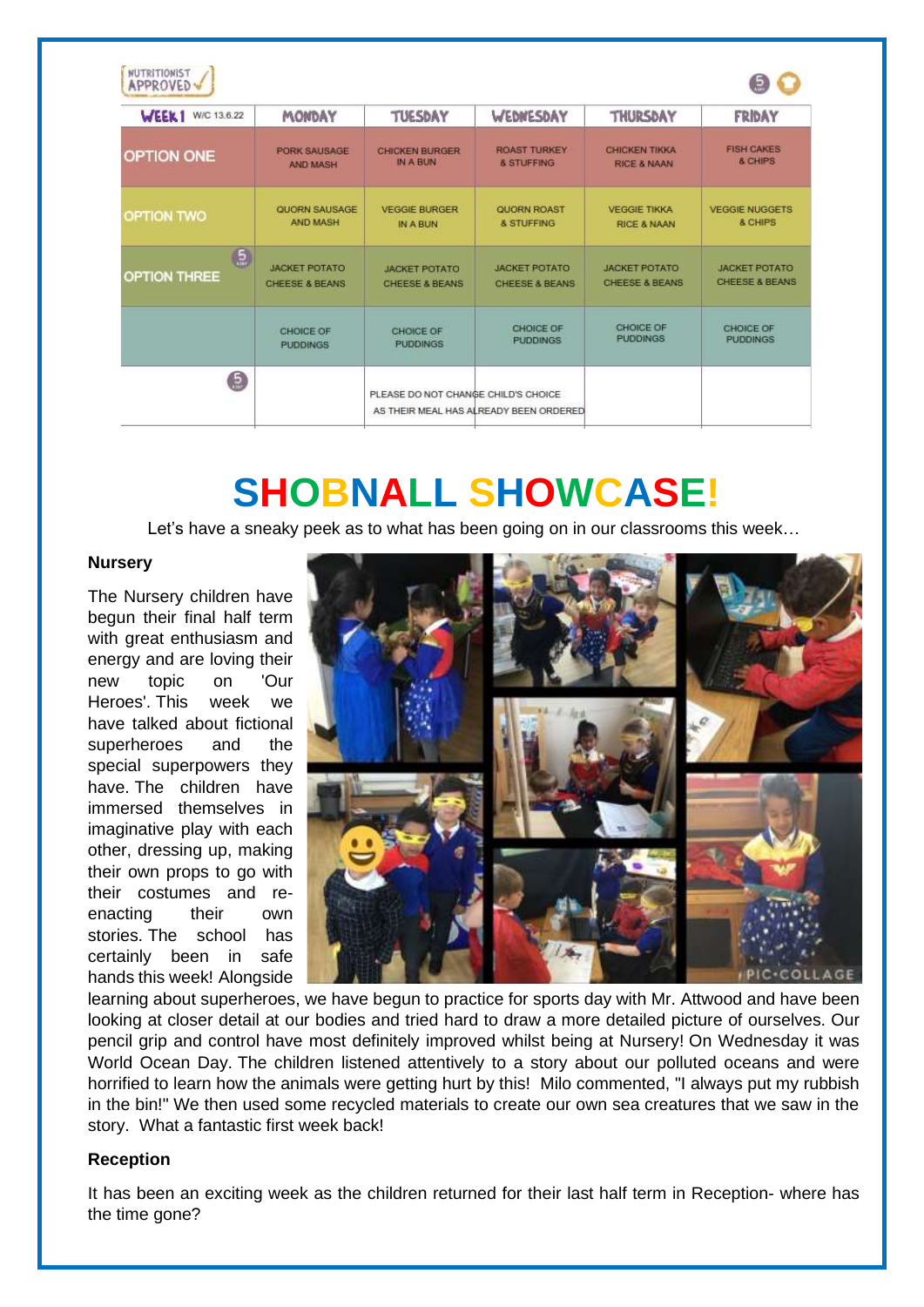NUTRITIONIST APPROVED

| WEEK 1 W/C 13.6.22 | MONDAY | TUESDAY | WEDNESDAY | THURSDAY | FRIDAY |
|---|---|---|---|---|---|
| OPTION ONE | PORK SAUSAGE AND MASH | CHICKEN BURGER IN A BUN | ROAST TURKEY & STUFFING | CHICKEN TIKKA RICE & NAAN | FISH CAKES & CHIPS |
| OPTION TWO | QUORN SAUSAGE AND MASH | VEGGIE BURGER IN A BUN | QUORN ROAST & STUFFING | VEGGIE TIKKA RICE & NAAN | VEGGIE NUGGETS & CHIPS |
| OPTION THREE | JACKET POTATO CHEESE & BEANS | JACKET POTATO CHEESE & BEANS | JACKET POTATO CHEESE & BEANS | JACKET POTATO CHEESE & BEANS | JACKET POTATO CHEESE & BEANS |
| | CHOICE OF PUDDINGS | CHOICE OF PUDDINGS | CHOICE OF PUDDINGS | CHOICE OF PUDDINGS | CHOICE OF PUDDINGS |
| | | PLEASE DO NOT CHANGE CHILD'S CHOICE AS THEIR MEAL HAS ALREADY BEEN ORDERED | | | |

# SHOBNALL SHOWCASE!

Let's have a sneaky peek as to what has been going on in our classrooms this week…

**Nursery**

The Nursery children have begun their final half term with great enthusiasm and energy and are loving their new topic on 'Our Heroes'. This week we have talked about fictional superheroes and the special superpowers they have. The children have immersed themselves in imaginative play with each other, dressing up, making their own props to go with their costumes and re-enacting their own stories. The school has certainly been in safe hands this week! Alongside learning about superheroes, we have begun to practice for sports day with Mr. Attwood and have been looking at closer detail at our bodies and tried hard to draw a more detailed picture of ourselves. Our pencil grip and control have most definitely improved whilst being at Nursery! On Wednesday it was World Ocean Day. The children listened attentively to a story about our polluted oceans and were horrified to learn how the animals were getting hurt by this! Milo commented, "I always put my rubbish in the bin!" We then used some recycled materials to create our own sea creatures that we saw in the story. What a fantastic first week back!

**Reception**

It has been an exciting week as the children returned for their last half term in Reception- where has the time gone?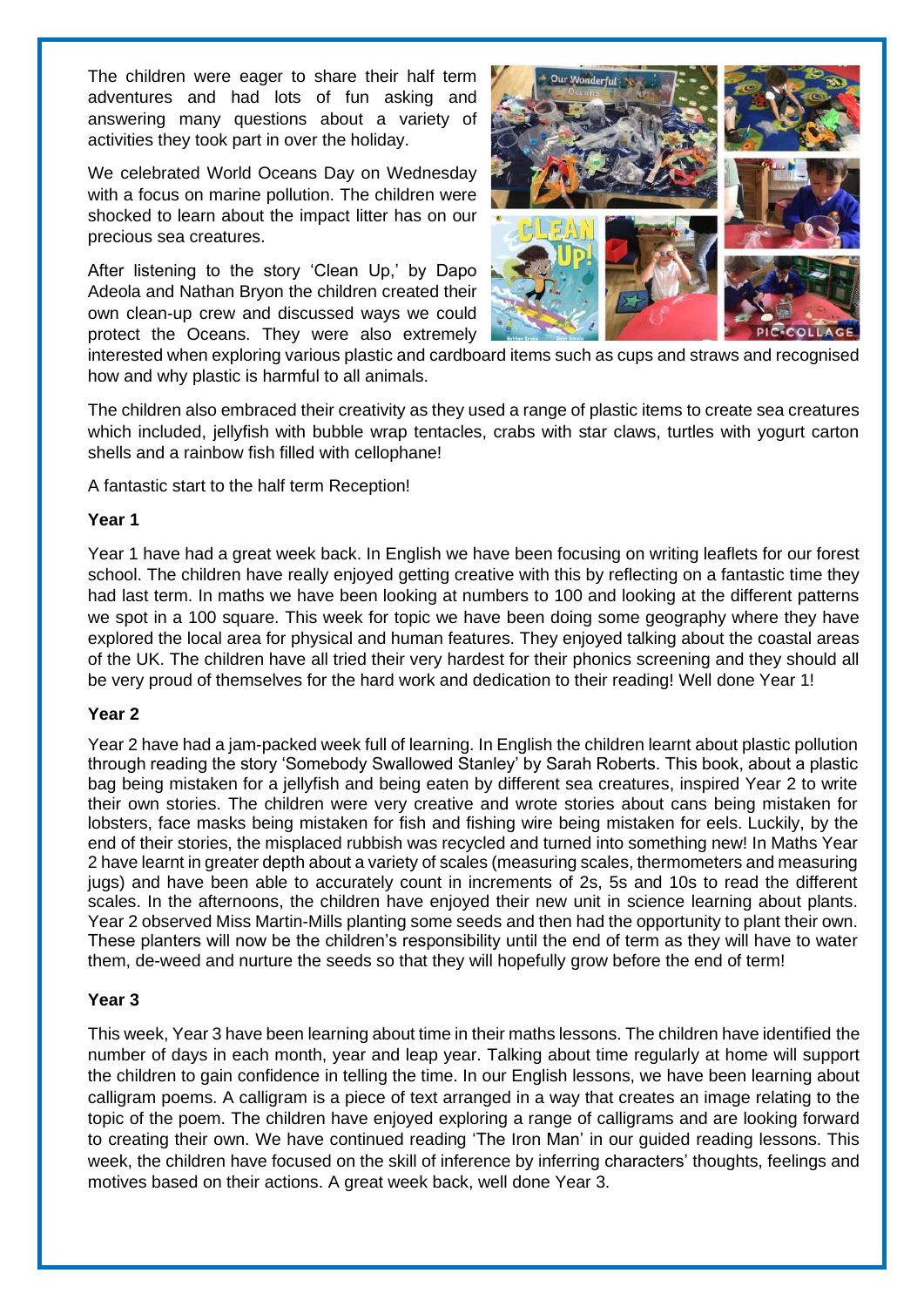The children were eager to share their half term adventures and had lots of fun asking and answering many questions about a variety of activities they took part in over the holiday.

We celebrated World Oceans Day on Wednesday with a focus on marine pollution. The children were shocked to learn about the impact litter has on our precious sea creatures.

After listening to the story 'Clean Up,' by Dapo Adeola and Nathan Bryon the children created their own clean-up crew and discussed ways we could protect the Oceans. They were also extremely interested when exploring various plastic and cardboard items such as cups and straws and recognised how and why plastic is harmful to all animals.

The children also embraced their creativity as they used a range of plastic items to create sea creatures which included, jellyfish with bubble wrap tentacles, crabs with star claws, turtles with yogurt carton shells and a rainbow fish filled with cellophane!

A fantastic start to the half term Reception!

**Year 1**

Year 1 have had a great week back. In English we have been focusing on writing leaflets for our forest school. The children have really enjoyed getting creative with this by reflecting on a fantastic time they had last term. In maths we have been looking at numbers to 100 and looking at the different patterns we spot in a 100 square. This week for topic we have been doing some geography where they have explored the local area for physical and human features. They enjoyed talking about the coastal areas of the UK. The children have all tried their very hardest for their phonics screening and they should all be very proud of themselves for the hard work and dedication to their reading! Well done Year 1!

**Year 2**

Year 2 have had a jam-packed week full of learning. In English the children learnt about plastic pollution through reading the story 'Somebody Swallowed Stanley' by Sarah Roberts. This book, about a plastic bag being mistaken for a jellyfish and being eaten by different sea creatures, inspired Year 2 to write their own stories. The children were very creative and wrote stories about cans being mistaken for lobsters, face masks being mistaken for fish and fishing wire being mistaken for eels. Luckily, by the end of their stories, the misplaced rubbish was recycled and turned into something new! In Maths Year 2 have learnt in greater depth about a variety of scales (measuring scales, thermometers and measuring jugs) and have been able to accurately count in increments of 2s, 5s and 10s to read the different scales. In the afternoons, the children have enjoyed their new unit in science learning about plants. Year 2 observed Miss Martin-Mills planting some seeds and then had the opportunity to plant their own. These planters will now be the children's responsibility until the end of term as they will have to water them, de-weed and nurture the seeds so that they will hopefully grow before the end of term!

**Year 3**

This week, Year 3 have been learning about time in their maths lessons. The children have identified the number of days in each month, year and leap year. Talking about time regularly at home will support the children to gain confidence in telling the time. In our English lessons, we have been learning about calligram poems. A calligram is a piece of text arranged in a way that creates an image relating to the topic of the poem. The children have enjoyed exploring a range of calligrams and are looking forward to creating their own. We have continued reading 'The Iron Man' in our guided reading lessons. This week, the children have focused on the skill of inference by inferring characters' thoughts, feelings and motives based on their actions. A great week back, well done Year 3.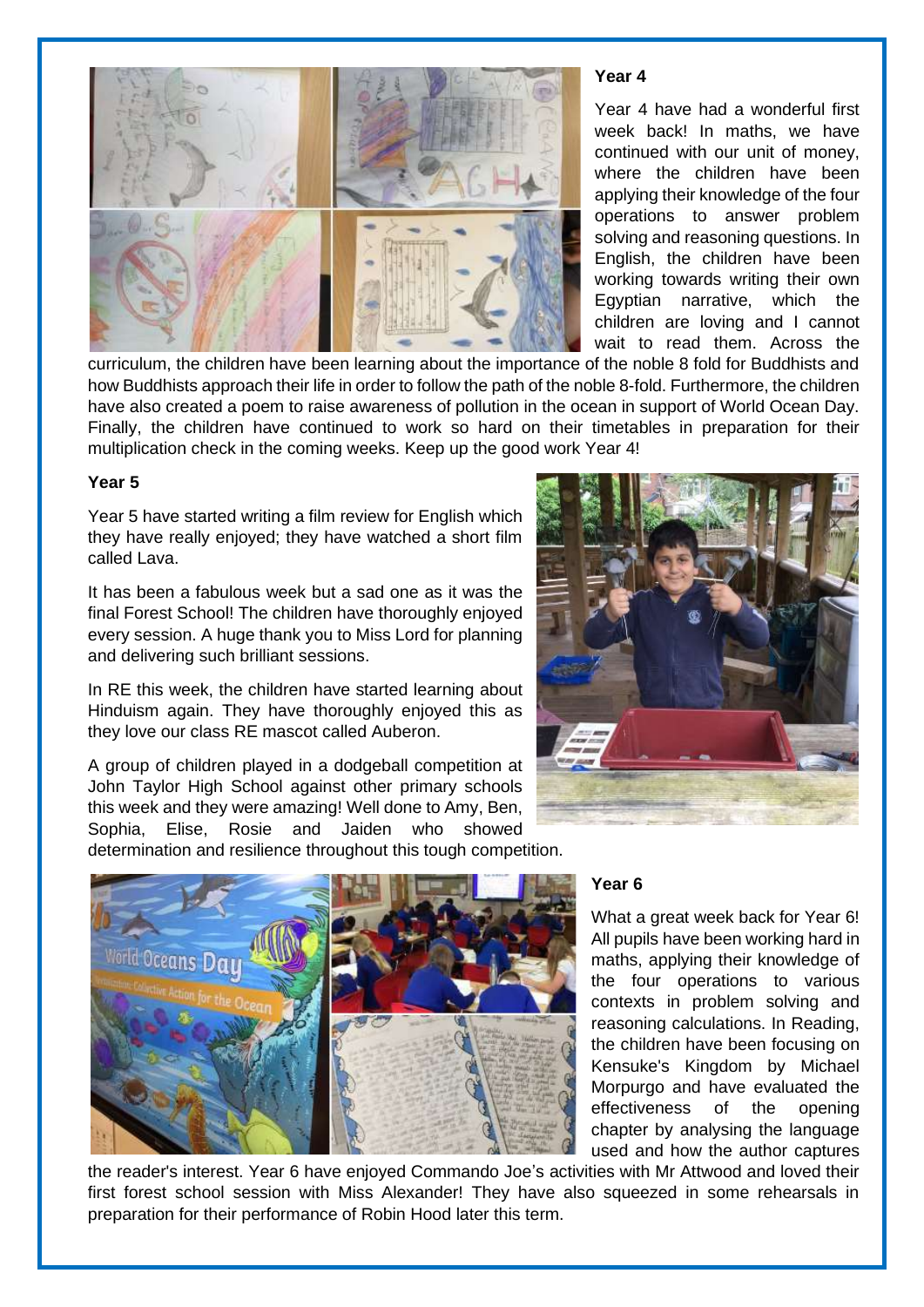### Year 4

Year 4 have had a wonderful first week back! In maths, we have continued with our unit of money, where the children have been applying their knowledge of the four operations to answer problem solving and reasoning questions. In English, the children have been working towards writing their own Egyptian narrative, which the children are loving and I cannot wait to read them. Across the curriculum, the children have been learning about the importance of the noble 8 fold for Buddhists and how Buddhists approach their life in order to follow the path of the noble 8-fold. Furthermore, the children have also created a poem to raise awareness of pollution in the ocean in support of World Ocean Day. Finally, the children have continued to work so hard on their timetables in preparation for their multiplication check in the coming weeks. Keep up the good work Year 4!

### Year 5

Year 5 have started writing a film review for English which they have really enjoyed; they have watched a short film called Lava.

It has been a fabulous week but a sad one as it was the final Forest School! The children have thoroughly enjoyed every session. A huge thank you to Miss Lord for planning and delivering such brilliant sessions.

In RE this week, the children have started learning about Hinduism again. They have thoroughly enjoyed this as they love our class RE mascot called Auberon.

A group of children played in a dodgeball competition at John Taylor High School against other primary schools this week and they were amazing! Well done to Amy, Ben, Sophia, Elise, Rosie and Jaiden who showed determination and resilience throughout this tough competition.

### Year 6

What a great week back for Year 6! All pupils have been working hard in maths, applying their knowledge of the four operations to various contexts in problem solving and reasoning calculations. In Reading, the children have been focusing on Kensuke's Kingdom by Michael Morpurgo and have evaluated the effectiveness of the opening chapter by analysing the language used and how the author captures the reader's interest. Year 6 have enjoyed Commando Joe's activities with Mr Attwood and loved their first forest school session with Miss Alexander! They have also squeezed in some rehearsals in preparation for their performance of Robin Hood later this term.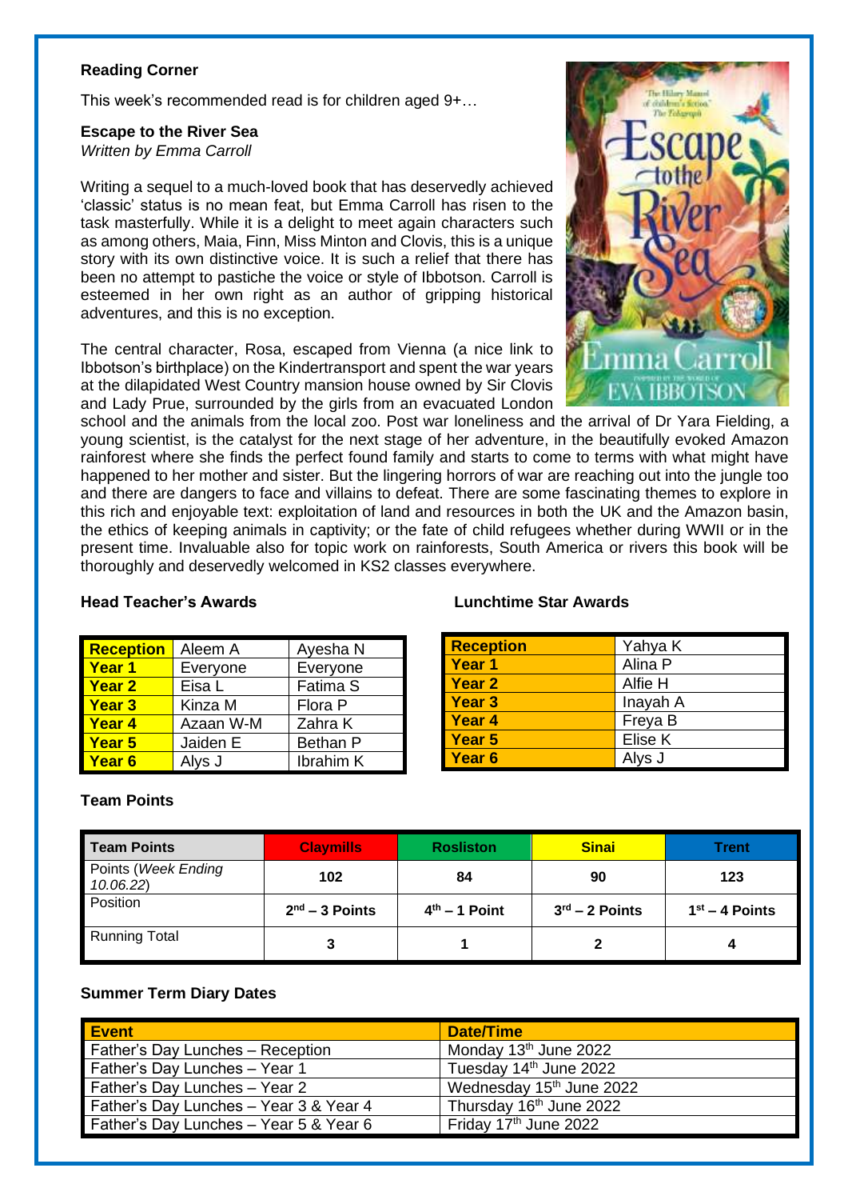## Reading Corner

This week's recommended read is for children aged 9+…

**Escape to the River Sea**
*Written by Emma Carroll*

Writing a sequel to a much-loved book that has deservedly achieved 'classic' status is no mean feat, but Emma Carroll has risen to the task masterfully. While it is a delight to meet again characters such as among others, Maia, Finn, Miss Minton and Clovis, this is a unique story with its own distinctive voice. It is such a relief that there has been no attempt to pastiche the voice or style of Ibbotson. Carroll is esteemed in her own right as an author of gripping historical adventures, and this is no exception.

The central character, Rosa, escaped from Vienna (a nice link to Ibbotson's birthplace) on the Kindertransport and spent the war years at the dilapidated West Country mansion house owned by Sir Clovis and Lady Prue, surrounded by the girls from an evacuated London school and the animals from the local zoo. Post war loneliness and the arrival of Dr Yara Fielding, a young scientist, is the catalyst for the next stage of her adventure, in the beautifully evoked Amazon rainforest where she finds the perfect found family and starts to come to terms with what might have happened to her mother and sister. But the lingering horrors of war are reaching out into the jungle too and there are dangers to face and villains to defeat. There are some fascinating themes to explore in this rich and enjoyable text: exploitation of land and resources in both the UK and the Amazon basin, the ethics of keeping animals in captivity; or the fate of child refugees whether during WWII or in the present time. Invaluable also for topic work on rainforests, South America or rivers this book will be thoroughly and deservedly welcomed in KS2 classes everywhere.

## Head Teacher's Awards

| | | |
|---|---|---|
| **Reception** | Aleem A | Ayesha N |
| **Year 1** | Everyone | Everyone |
| **Year 2** | Eisa L | Fatima S |
| **Year 3** | Kinza M | Flora P |
| **Year 4** | Azaan W-M | Zahra K |
| **Year 5** | Jaiden E | Bethan P |
| **Year 6** | Alys J | Ibrahim K |

## Lunchtime Star Awards

| | |
|---|---|
| **Reception** | Yahya K |
| **Year 1** | Alina P |
| **Year 2** | Alfie H |
| **Year 3** | Inayah A |
| **Year 4** | Freya B |
| **Year 5** | Elise K |
| **Year 6** | Alys J |

## Team Points

| Team Points | Claymills | Rosliston | Sinai | Trent |
|---|---|---|---|---|
| Points (*Week Ending 10.06.22*) | 102 | 84 | 90 | 123 |
| Position | 2nd – 3 Points | 4th – 1 Point | 3rd – 2 Points | 1st – 4 Points |
| Running Total | 3 | 1 | 2 | 4 |

## Summer Term Diary Dates

| Event | Date/Time |
|---|---|
| Father's Day Lunches – Reception | Monday 13th June 2022 |
| Father's Day Lunches – Year 1 | Tuesday 14th June 2022 |
| Father's Day Lunches – Year 2 | Wednesday 15th June 2022 |
| Father's Day Lunches – Year 3 & Year 4 | Thursday 16th June 2022 |
| Father's Day Lunches – Year 5 & Year 6 | Friday 17th June 2022 |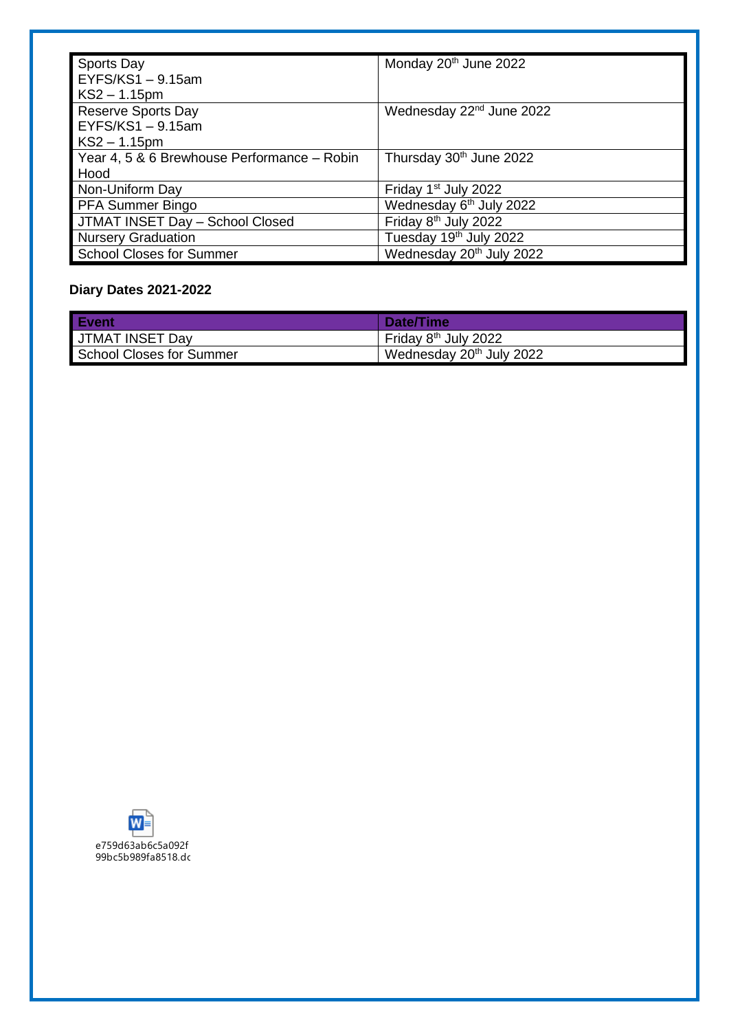| Sports Day<br>EYFS/KS1 – 9.15am<br>KS2 – 1.15pm | Monday 20th June 2022 |
|---|---|
| Reserve Sports Day<br>EYFS/KS1 – 9.15am<br>KS2 – 1.15pm | Wednesday 22nd June 2022 |
| Year 4, 5 & 6 Brewhouse Performance – Robin Hood | Thursday 30th June 2022 |
| Non-Uniform Day | Friday 1st July 2022 |
| PFA Summer Bingo | Wednesday 6th July 2022 |
| JTMAT INSET Day – School Closed | Friday 8th July 2022 |
| Nursery Graduation | Tuesday 19th July 2022 |
| School Closes for Summer | Wednesday 20th July 2022 |

**Diary Dates 2021-2022**

| Event | Date/Time |
|---|---|
| JTMAT INSET Day | Friday 8th July 2022 |
| School Closes for Summer | Wednesday 20th July 2022 |

e759d63ab6c5a092f
99bc5b989fa8518.dc